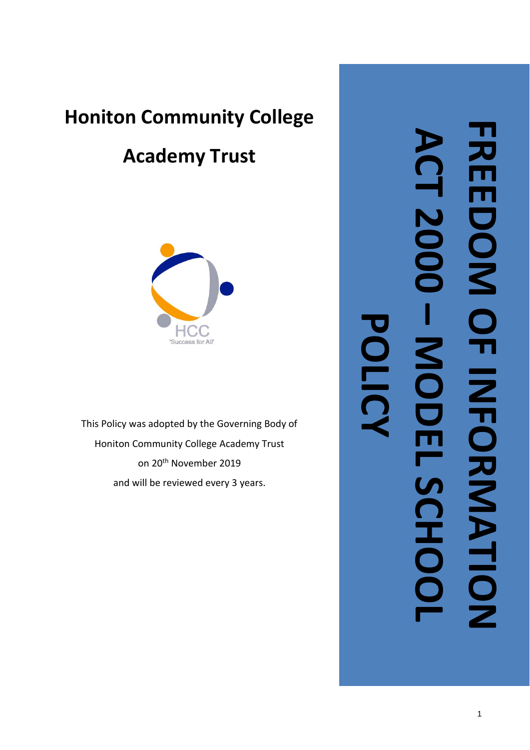# Honiton Community College

# Academy Trust

HCC
'Success for All'

This Policy was adopted by the Governing Body of
Honiton Community College Academy Trust
on 20th November 2019
and will be reviewed every 3 years.

# FREEDOM OF INFORMATION ACT 2000 – MODEL SCHOOL POLICY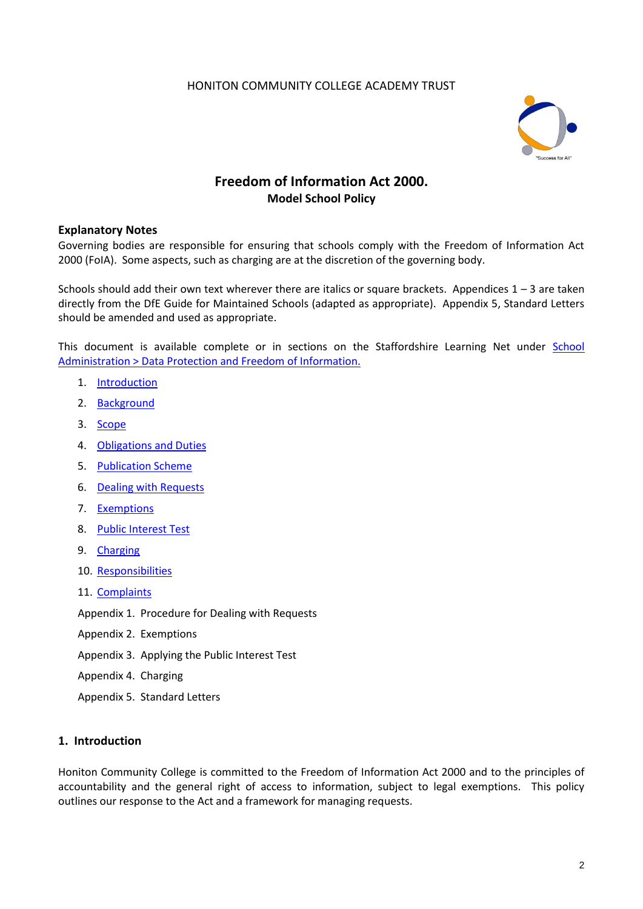HONITON COMMUNITY COLLEGE ACADEMY TRUST

# Freedom of Information Act 2000.

## Model School Policy

### Explanatory Notes

Governing bodies are responsible for ensuring that schools comply with the Freedom of Information Act 2000 (FoIA). Some aspects, such as charging are at the discretion of the governing body.

Schools should add their own text wherever there are italics or square brackets. Appendices 1 – 3 are taken directly from the DfE Guide for Maintained Schools (adapted as appropriate). Appendix 5, Standard Letters should be amended and used as appropriate.

This document is available complete or in sections on the Staffordshire Learning Net under School Administration > Data Protection and Freedom of Information.

1. Introduction
2. Background
3. Scope
4. Obligations and Duties
5. Publication Scheme
6. Dealing with Requests
7. Exemptions
8. Public Interest Test
9. Charging
10. Responsibilities
11. Complaints

Appendix 1. Procedure for Dealing with Requests

Appendix 2. Exemptions

Appendix 3. Applying the Public Interest Test

Appendix 4. Charging

Appendix 5. Standard Letters

### 1. Introduction

Honiton Community College is committed to the Freedom of Information Act 2000 and to the principles of accountability and the general right of access to information, subject to legal exemptions. This policy outlines our response to the Act and a framework for managing requests.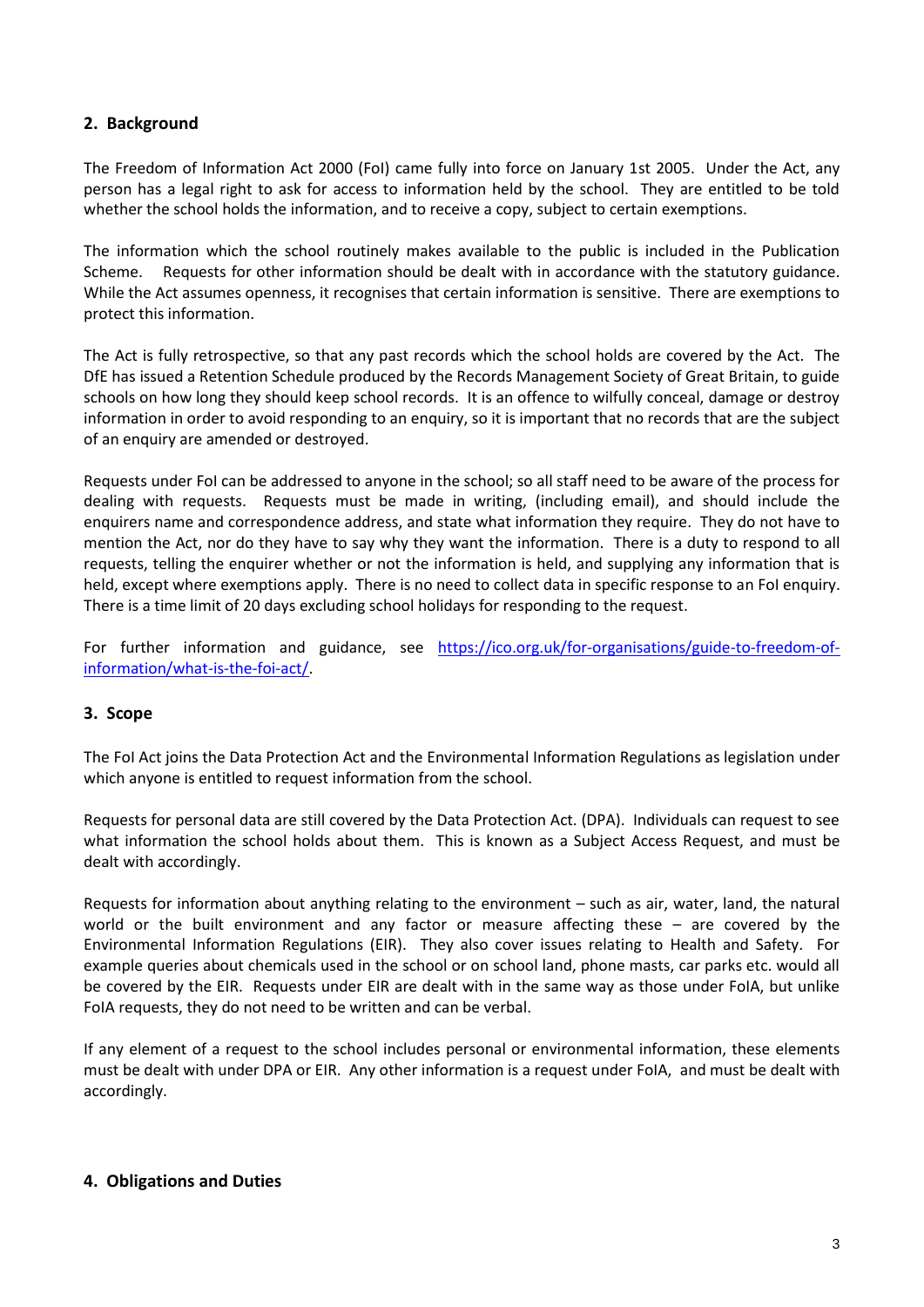## 2. Background

The Freedom of Information Act 2000 (FoI) came fully into force on January 1st 2005. Under the Act, any person has a legal right to ask for access to information held by the school. They are entitled to be told whether the school holds the information, and to receive a copy, subject to certain exemptions.

The information which the school routinely makes available to the public is included in the Publication Scheme. Requests for other information should be dealt with in accordance with the statutory guidance. While the Act assumes openness, it recognises that certain information is sensitive. There are exemptions to protect this information.

The Act is fully retrospective, so that any past records which the school holds are covered by the Act. The DfE has issued a Retention Schedule produced by the Records Management Society of Great Britain, to guide schools on how long they should keep school records. It is an offence to wilfully conceal, damage or destroy information in order to avoid responding to an enquiry, so it is important that no records that are the subject of an enquiry are amended or destroyed.

Requests under FoI can be addressed to anyone in the school; so all staff need to be aware of the process for dealing with requests. Requests must be made in writing, (including email), and should include the enquirers name and correspondence address, and state what information they require. They do not have to mention the Act, nor do they have to say why they want the information. There is a duty to respond to all requests, telling the enquirer whether or not the information is held, and supplying any information that is held, except where exemptions apply. There is no need to collect data in specific response to an FoI enquiry. There is a time limit of 20 days excluding school holidays for responding to the request.

For further information and guidance, see [https://ico.org.uk/for-organisations/guide-to-freedom-of-information/what-is-the-foi-act/](https://ico.org.uk/for-organisations/guide-to-freedom-of-information/what-is-the-foi-act/).

## 3. Scope

The FoI Act joins the Data Protection Act and the Environmental Information Regulations as legislation under which anyone is entitled to request information from the school.

Requests for personal data are still covered by the Data Protection Act. (DPA). Individuals can request to see what information the school holds about them. This is known as a Subject Access Request, and must be dealt with accordingly.

Requests for information about anything relating to the environment – such as air, water, land, the natural world or the built environment and any factor or measure affecting these – are covered by the Environmental Information Regulations (EIR). They also cover issues relating to Health and Safety. For example queries about chemicals used in the school or on school land, phone masts, car parks etc. would all be covered by the EIR. Requests under EIR are dealt with in the same way as those under FoIA, but unlike FoIA requests, they do not need to be written and can be verbal.

If any element of a request to the school includes personal or environmental information, these elements must be dealt with under DPA or EIR. Any other information is a request under FoIA, and must be dealt with accordingly.

## 4. Obligations and Duties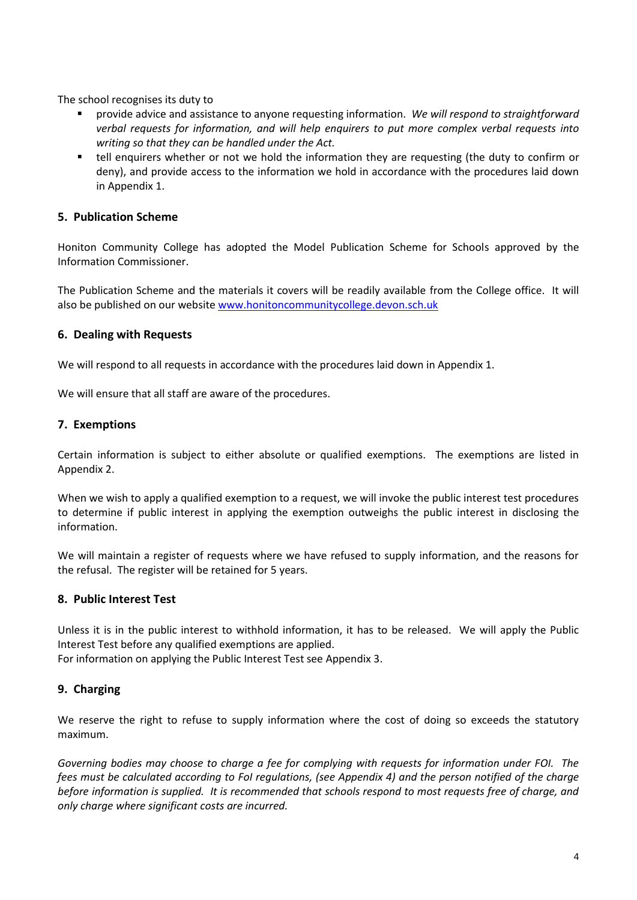The school recognises its duty to

- provide advice and assistance to anyone requesting information. *We will respond to straightforward verbal requests for information, and will help enquirers to put more complex verbal requests into writing so that they can be handled under the Act.*
- tell enquirers whether or not we hold the information they are requesting (the duty to confirm or deny), and provide access to the information we hold in accordance with the procedures laid down in Appendix 1.

## 5. Publication Scheme

Honiton Community College has adopted the Model Publication Scheme for Schools approved by the Information Commissioner.

The Publication Scheme and the materials it covers will be readily available from the College office. It will also be published on our website [www.honitoncommunitycollege.devon.sch.uk](www.honitoncommunitycollege.devon.sch.uk)

## 6. Dealing with Requests

We will respond to all requests in accordance with the procedures laid down in Appendix 1.

We will ensure that all staff are aware of the procedures.

## 7. Exemptions

Certain information is subject to either absolute or qualified exemptions. The exemptions are listed in Appendix 2.

When we wish to apply a qualified exemption to a request, we will invoke the public interest test procedures to determine if public interest in applying the exemption outweighs the public interest in disclosing the information.

We will maintain a register of requests where we have refused to supply information, and the reasons for the refusal. The register will be retained for 5 years.

## 8. Public Interest Test

Unless it is in the public interest to withhold information, it has to be released. We will apply the Public Interest Test before any qualified exemptions are applied.
For information on applying the Public Interest Test see Appendix 3.

## 9. Charging

We reserve the right to refuse to supply information where the cost of doing so exceeds the statutory maximum.

*Governing bodies may choose to charge a fee for complying with requests for information under FOI. The fees must be calculated according to FoI regulations, (see Appendix 4) and the person notified of the charge before information is supplied. It is recommended that schools respond to most requests free of charge, and only charge where significant costs are incurred.*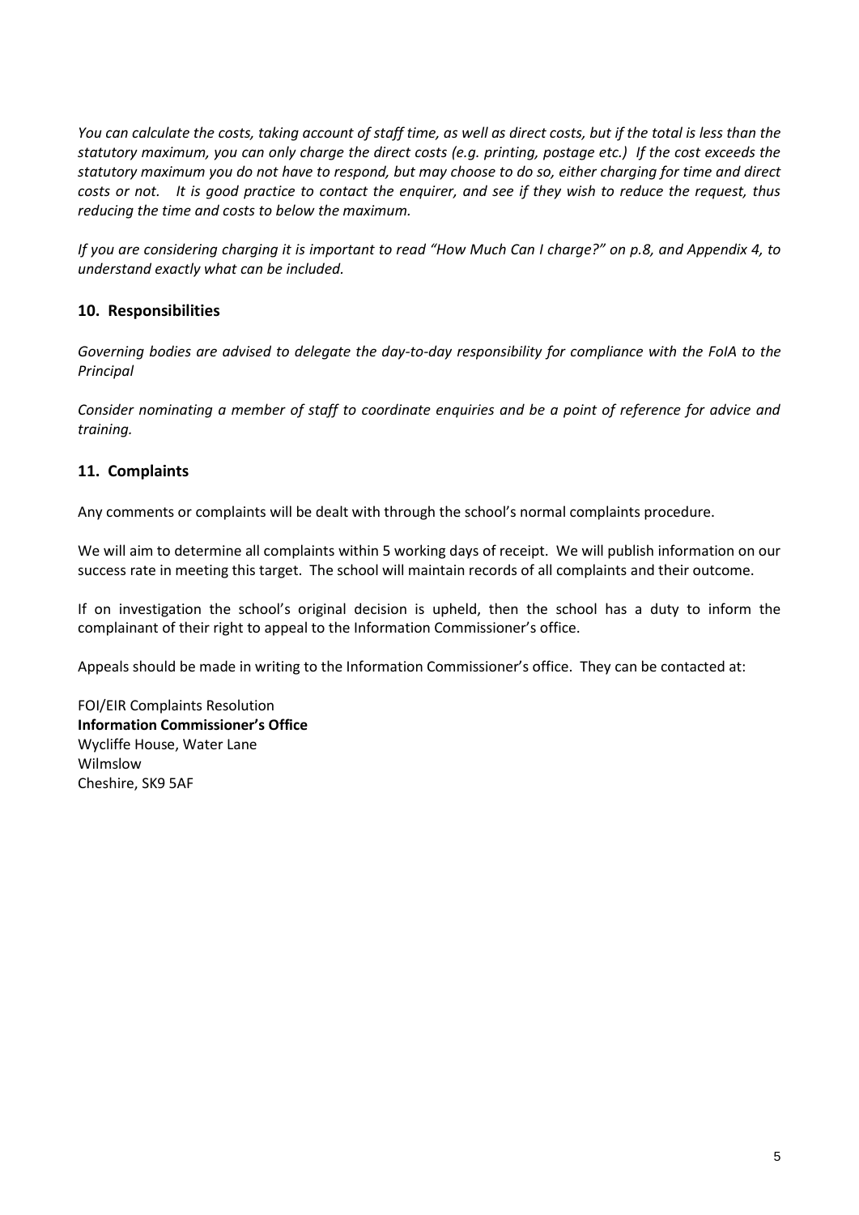*You can calculate the costs, taking account of staff time, as well as direct costs, but if the total is less than the statutory maximum, you can only charge the direct costs (e.g. printing, postage etc.) If the cost exceeds the statutory maximum you do not have to respond, but may choose to do so, either charging for time and direct costs or not. It is good practice to contact the enquirer, and see if they wish to reduce the request, thus reducing the time and costs to below the maximum.*

*If you are considering charging it is important to read "How Much Can I charge?" on p.8, and Appendix 4, to understand exactly what can be included.*

## 10. Responsibilities

*Governing bodies are advised to delegate the day-to-day responsibility for compliance with the FoIA to the Principal*

*Consider nominating a member of staff to coordinate enquiries and be a point of reference for advice and training.*

## 11. Complaints

Any comments or complaints will be dealt with through the school's normal complaints procedure.

We will aim to determine all complaints within 5 working days of receipt. We will publish information on our success rate in meeting this target. The school will maintain records of all complaints and their outcome.

If on investigation the school's original decision is upheld, then the school has a duty to inform the complainant of their right to appeal to the Information Commissioner's office.

Appeals should be made in writing to the Information Commissioner's office. They can be contacted at:

FOI/EIR Complaints Resolution
**Information Commissioner's Office**
Wycliffe House, Water Lane
Wilmslow
Cheshire, SK9 5AF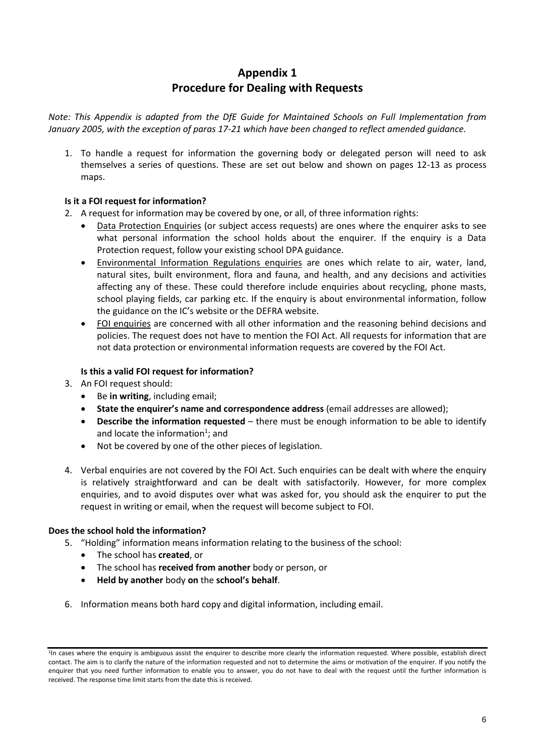# Appendix 1
# Procedure for Dealing with Requests

*Note: This Appendix is adapted from the DfE Guide for Maintained Schools on Full Implementation from January 2005, with the exception of paras 17-21 which have been changed to reflect amended guidance.*

1. To handle a request for information the governing body or delegated person will need to ask themselves a series of questions. These are set out below and shown on pages 12-13 as process maps.

**Is it a FOI request for information?**

2. A request for information may be covered by one, or all, of three information rights:
   - Data Protection Enquiries (or subject access requests) are ones where the enquirer asks to see what personal information the school holds about the enquirer. If the enquiry is a Data Protection request, follow your existing school DPA guidance.
   - Environmental Information Regulations enquiries are ones which relate to air, water, land, natural sites, built environment, flora and fauna, and health, and any decisions and activities affecting any of these. These could therefore include enquiries about recycling, phone masts, school playing fields, car parking etc. If the enquiry is about environmental information, follow the guidance on the IC's website or the DEFRA website.
   - FOI enquiries are concerned with all other information and the reasoning behind decisions and policies. The request does not have to mention the FOI Act. All requests for information that are not data protection or environmental information requests are covered by the FOI Act.

   **Is this a valid FOI request for information?**

3. An FOI request should:
   - Be **in writing**, including email;
   - **State the enquirer's name and correspondence address** (email addresses are allowed);
   - **Describe the information requested** – there must be enough information to be able to identify and locate the information[1]; and
   - Not be covered by one of the other pieces of legislation.

4. Verbal enquiries are not covered by the FOI Act. Such enquiries can be dealt with where the enquiry is relatively straightforward and can be dealt with satisfactorily. However, for more complex enquiries, and to avoid disputes over what was asked for, you should ask the enquirer to put the request in writing or email, when the request will become subject to FOI.

**Does the school hold the information?**

5. "Holding" information means information relating to the business of the school:
   - The school has **created**, or
   - The school has **received from another** body or person, or
   - **Held by another** body **on** the **school's behalf**.

6. Information means both hard copy and digital information, including email.

---

[1] In cases where the enquiry is ambiguous assist the enquirer to describe more clearly the information requested. Where possible, establish direct contact. The aim is to clarify the nature of the information requested and not to determine the aims or motivation of the enquirer. If you notify the enquirer that you need further information to enable you to answer, you do not have to deal with the request until the further information is received. The response time limit starts from the date this is received.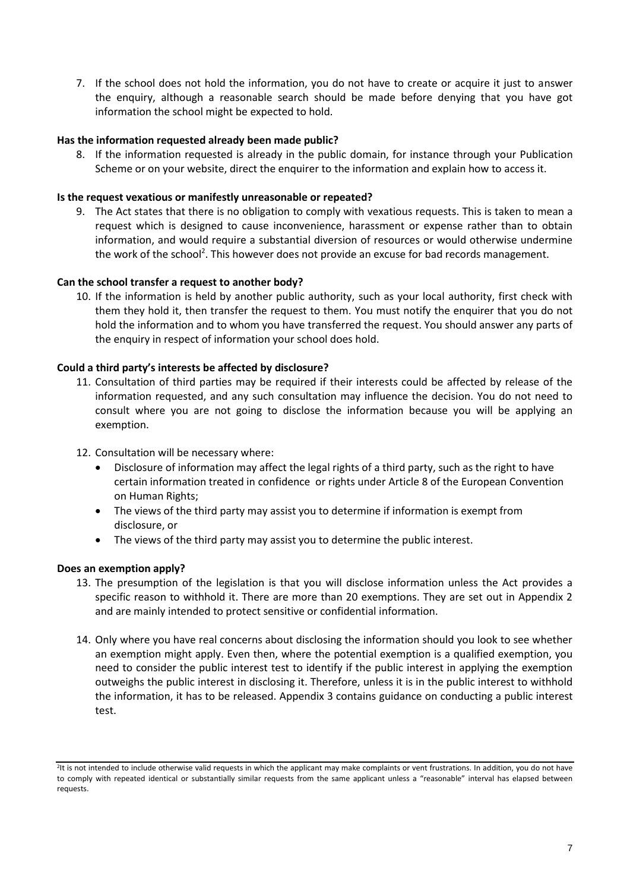7. If the school does not hold the information, you do not have to create or acquire it just to answer the enquiry, although a reasonable search should be made before denying that you have got information the school might be expected to hold.

**Has the information requested already been made public?**

8. If the information requested is already in the public domain, for instance through your Publication Scheme or on your website, direct the enquirer to the information and explain how to access it.

**Is the request vexatious or manifestly unreasonable or repeated?**

9. The Act states that there is no obligation to comply with vexatious requests. This is taken to mean a request which is designed to cause inconvenience, harassment or expense rather than to obtain information, and would require a substantial diversion of resources or would otherwise undermine the work of the school[2]. This however does not provide an excuse for bad records management.

**Can the school transfer a request to another body?**

10. If the information is held by another public authority, such as your local authority, first check with them they hold it, then transfer the request to them. You must notify the enquirer that you do not hold the information and to whom you have transferred the request. You should answer any parts of the enquiry in respect of information your school does hold.

**Could a third party's interests be affected by disclosure?**

11. Consultation of third parties may be required if their interests could be affected by release of the information requested, and any such consultation may influence the decision. You do not need to consult where you are not going to disclose the information because you will be applying an exemption.

12. Consultation will be necessary where:
    - Disclosure of information may affect the legal rights of a third party, such as the right to have certain information treated in confidence or rights under Article 8 of the European Convention on Human Rights;
    - The views of the third party may assist you to determine if information is exempt from disclosure, or
    - The views of the third party may assist you to determine the public interest.

**Does an exemption apply?**

13. The presumption of the legislation is that you will disclose information unless the Act provides a specific reason to withhold it. There are more than 20 exemptions. They are set out in Appendix 2 and are mainly intended to protect sensitive or confidential information.

14. Only where you have real concerns about disclosing the information should you look to see whether an exemption might apply. Even then, where the potential exemption is a qualified exemption, you need to consider the public interest test to identify if the public interest in applying the exemption outweighs the public interest in disclosing it. Therefore, unless it is in the public interest to withhold the information, it has to be released. Appendix 3 contains guidance on conducting a public interest test.

[2] It is not intended to include otherwise valid requests in which the applicant may make complaints or vent frustrations. In addition, you do not have to comply with repeated identical or substantially similar requests from the same applicant unless a "reasonable" interval has elapsed between requests.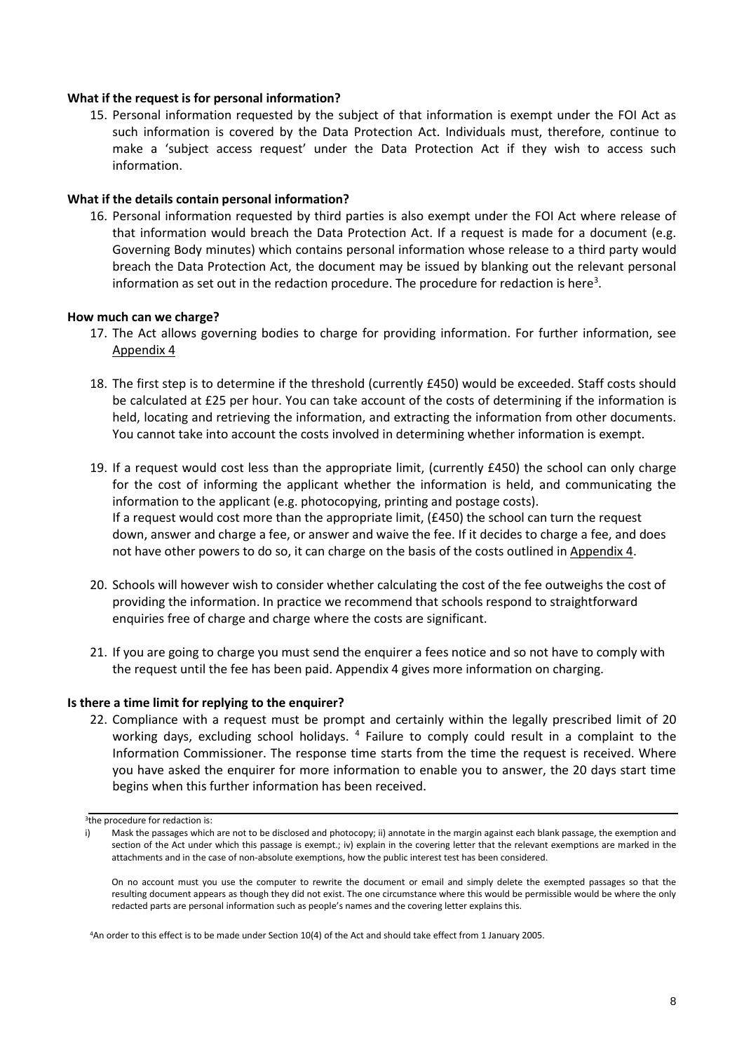**What if the request is for personal information?**

15. Personal information requested by the subject of that information is exempt under the FOI Act as such information is covered by the Data Protection Act. Individuals must, therefore, continue to make a 'subject access request' under the Data Protection Act if they wish to access such information.

**What if the details contain personal information?**

16. Personal information requested by third parties is also exempt under the FOI Act where release of that information would breach the Data Protection Act. If a request is made for a document (e.g. Governing Body minutes) which contains personal information whose release to a third party would breach the Data Protection Act, the document may be issued by blanking out the relevant personal information as set out in the redaction procedure. The procedure for redaction is here[3].

**How much can we charge?**

17. The Act allows governing bodies to charge for providing information. For further information, see Appendix 4

18. The first step is to determine if the threshold (currently £450) would be exceeded. Staff costs should be calculated at £25 per hour. You can take account of the costs of determining if the information is held, locating and retrieving the information, and extracting the information from other documents. You cannot take into account the costs involved in determining whether information is exempt.

19. If a request would cost less than the appropriate limit, (currently £450) the school can only charge for the cost of informing the applicant whether the information is held, and communicating the information to the applicant (e.g. photocopying, printing and postage costs).
If a request would cost more than the appropriate limit, (£450) the school can turn the request down, answer and charge a fee, or answer and waive the fee. If it decides to charge a fee, and does not have other powers to do so, it can charge on the basis of the costs outlined in Appendix 4.

20. Schools will however wish to consider whether calculating the cost of the fee outweighs the cost of providing the information. In practice we recommend that schools respond to straightforward enquiries free of charge and charge where the costs are significant.

21. If you are going to charge you must send the enquirer a fees notice and so not have to comply with the request until the fee has been paid. Appendix 4 gives more information on charging.

**Is there a time limit for replying to the enquirer?**

22. Compliance with a request must be prompt and certainly within the legally prescribed limit of 20 working days, excluding school holidays. [4] Failure to comply could result in a complaint to the Information Commissioner. The response time starts from the time the request is received. Where you have asked the enquirer for more information to enable you to answer, the 20 days start time begins when this further information has been received.

---

[3]the procedure for redaction is:

i) Mask the passages which are not to be disclosed and photocopy; ii) annotate in the margin against each blank passage, the exemption and section of the Act under which this passage is exempt.; iv) explain in the covering letter that the relevant exemptions are marked in the attachments and in the case of non-absolute exemptions, how the public interest test has been considered.

On no account must you use the computer to rewrite the document or email and simply delete the exempted passages so that the resulting document appears as though they did not exist. The one circumstance where this would be permissible would be where the only redacted parts are personal information such as people's names and the covering letter explains this.

[4]An order to this effect is to be made under Section 10(4) of the Act and should take effect from 1 January 2005.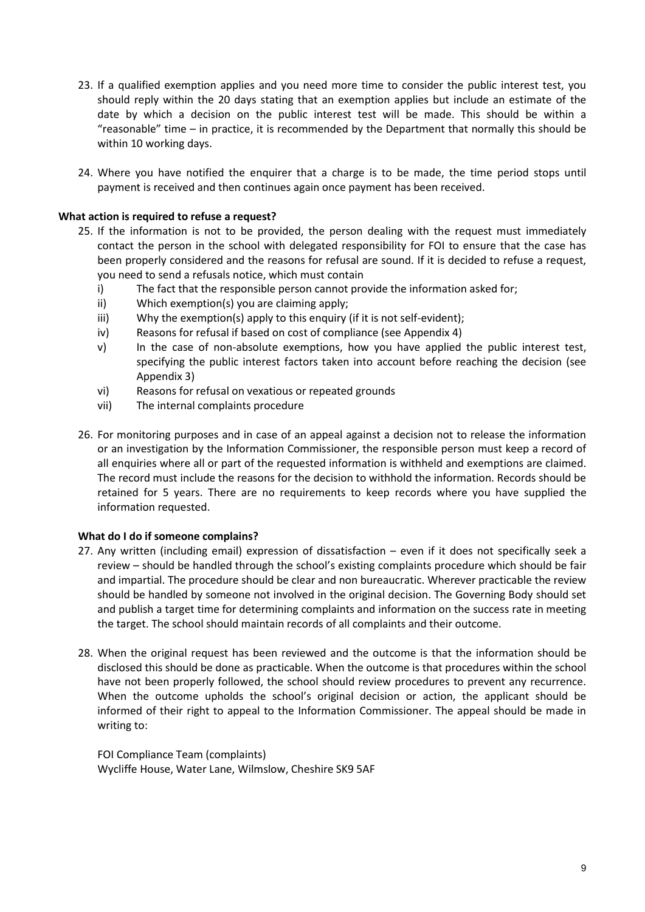23. If a qualified exemption applies and you need more time to consider the public interest test, you should reply within the 20 days stating that an exemption applies but include an estimate of the date by which a decision on the public interest test will be made. This should be within a "reasonable" time – in practice, it is recommended by the Department that normally this should be within 10 working days.

24. Where you have notified the enquirer that a charge is to be made, the time period stops until payment is received and then continues again once payment has been received.

**What action is required to refuse a request?**

25. If the information is not to be provided, the person dealing with the request must immediately contact the person in the school with delegated responsibility for FOI to ensure that the case has been properly considered and the reasons for refusal are sound. If it is decided to refuse a request, you need to send a refusals notice, which must contain
    i) The fact that the responsible person cannot provide the information asked for;
    ii) Which exemption(s) you are claiming apply;
    iii) Why the exemption(s) apply to this enquiry (if it is not self-evident);
    iv) Reasons for refusal if based on cost of compliance (see Appendix 4)
    v) In the case of non-absolute exemptions, how you have applied the public interest test, specifying the public interest factors taken into account before reaching the decision (see Appendix 3)
    vi) Reasons for refusal on vexatious or repeated grounds
    vii) The internal complaints procedure

26. For monitoring purposes and in case of an appeal against a decision not to release the information or an investigation by the Information Commissioner, the responsible person must keep a record of all enquiries where all or part of the requested information is withheld and exemptions are claimed. The record must include the reasons for the decision to withhold the information. Records should be retained for 5 years. There are no requirements to keep records where you have supplied the information requested.

**What do I do if someone complains?**

27. Any written (including email) expression of dissatisfaction – even if it does not specifically seek a review – should be handled through the school's existing complaints procedure which should be fair and impartial. The procedure should be clear and non bureaucratic. Wherever practicable the review should be handled by someone not involved in the original decision. The Governing Body should set and publish a target time for determining complaints and information on the success rate in meeting the target. The school should maintain records of all complaints and their outcome.

28. When the original request has been reviewed and the outcome is that the information should be disclosed this should be done as practicable. When the outcome is that procedures within the school have not been properly followed, the school should review procedures to prevent any recurrence. When the outcome upholds the school's original decision or action, the applicant should be informed of their right to appeal to the Information Commissioner. The appeal should be made in writing to:

    FOI Compliance Team (complaints)
    Wycliffe House, Water Lane, Wilmslow, Cheshire SK9 5AF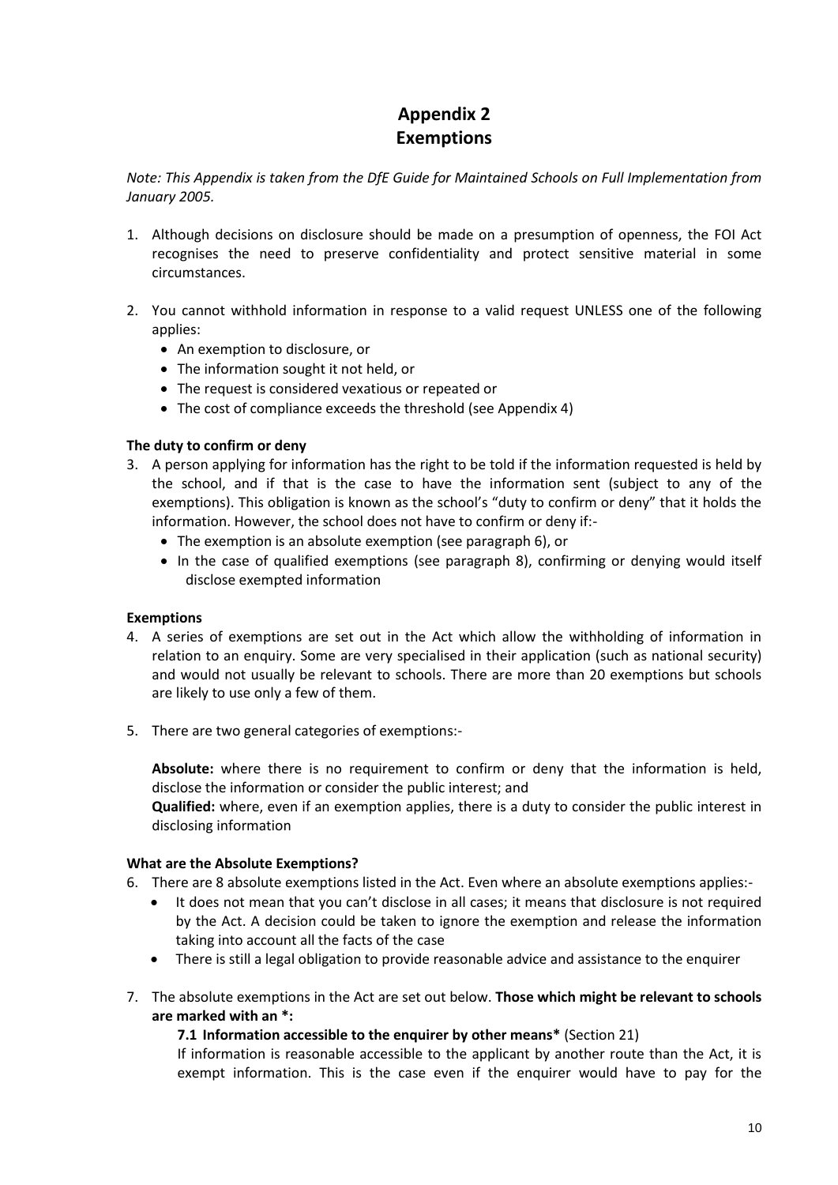# Appendix 2
# Exemptions

*Note: This Appendix is taken from the DfE Guide for Maintained Schools on Full Implementation from January 2005.*

1. Although decisions on disclosure should be made on a presumption of openness, the FOI Act recognises the need to preserve confidentiality and protect sensitive material in some circumstances.

2. You cannot withhold information in response to a valid request UNLESS one of the following applies:
   - An exemption to disclosure, or
   - The information sought it not held, or
   - The request is considered vexatious or repeated or
   - The cost of compliance exceeds the threshold (see Appendix 4)

**The duty to confirm or deny**

3. A person applying for information has the right to be told if the information requested is held by the school, and if that is the case to have the information sent (subject to any of the exemptions). This obligation is known as the school's "duty to confirm or deny" that it holds the information. However, the school does not have to confirm or deny if:-
   - The exemption is an absolute exemption (see paragraph 6), or
   - In the case of qualified exemptions (see paragraph 8), confirming or denying would itself disclose exempted information

**Exemptions**

4. A series of exemptions are set out in the Act which allow the withholding of information in relation to an enquiry. Some are very specialised in their application (such as national security) and would not usually be relevant to schools. There are more than 20 exemptions but schools are likely to use only a few of them.

5. There are two general categories of exemptions:-

   **Absolute:** where there is no requirement to confirm or deny that the information is held, disclose the information or consider the public interest; and
   **Qualified:** where, even if an exemption applies, there is a duty to consider the public interest in disclosing information

**What are the Absolute Exemptions?**

6. There are 8 absolute exemptions listed in the Act. Even where an absolute exemptions applies:-
   - It does not mean that you can't disclose in all cases; it means that disclosure is not required by the Act. A decision could be taken to ignore the exemption and release the information taking into account all the facts of the case
   - There is still a legal obligation to provide reasonable advice and assistance to the enquirer

7. The absolute exemptions in the Act are set out below. **Those which might be relevant to schools are marked with an \*:**

   **7.1 Information accessible to the enquirer by other means\*** (Section 21)
   If information is reasonable accessible to the applicant by another route than the Act, it is exempt information. This is the case even if the enquirer would have to pay for the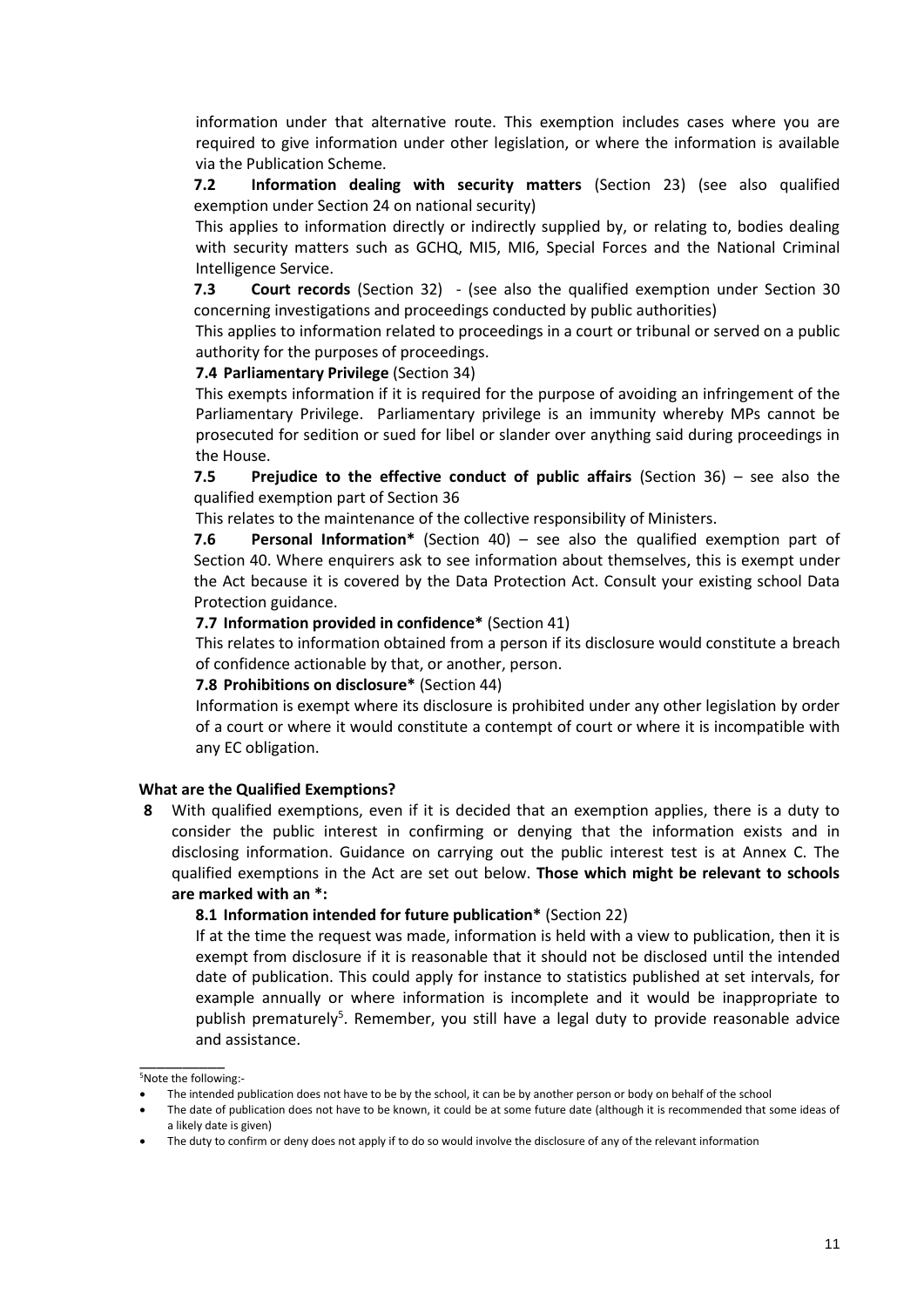information under that alternative route. This exemption includes cases where you are required to give information under other legislation, or where the information is available via the Publication Scheme.

**7.2 Information dealing with security matters** (Section 23) (see also qualified exemption under Section 24 on national security)

This applies to information directly or indirectly supplied by, or relating to, bodies dealing with security matters such as GCHQ, MI5, MI6, Special Forces and the National Criminal Intelligence Service.

**7.3 Court records** (Section 32) - (see also the qualified exemption under Section 30 concerning investigations and proceedings conducted by public authorities)

This applies to information related to proceedings in a court or tribunal or served on a public authority for the purposes of proceedings.

**7.4 Parliamentary Privilege** (Section 34)

This exempts information if it is required for the purpose of avoiding an infringement of the Parliamentary Privilege. Parliamentary privilege is an immunity whereby MPs cannot be prosecuted for sedition or sued for libel or slander over anything said during proceedings in the House.

**7.5 Prejudice to the effective conduct of public affairs** (Section 36) – see also the qualified exemption part of Section 36

This relates to the maintenance of the collective responsibility of Ministers.

**7.6 Personal Information*** (Section 40) – see also the qualified exemption part of Section 40. Where enquirers ask to see information about themselves, this is exempt under the Act because it is covered by the Data Protection Act. Consult your existing school Data Protection guidance.

**7.7 Information provided in confidence*** (Section 41)

This relates to information obtained from a person if its disclosure would constitute a breach of confidence actionable by that, or another, person.

**7.8 Prohibitions on disclosure*** (Section 44)

Information is exempt where its disclosure is prohibited under any other legislation by order of a court or where it would constitute a contempt of court or where it is incompatible with any EC obligation.

**What are the Qualified Exemptions?**

**8** With qualified exemptions, even if it is decided that an exemption applies, there is a duty to consider the public interest in confirming or denying that the information exists and in disclosing information. Guidance on carrying out the public interest test is at Annex C. The qualified exemptions in the Act are set out below. **Those which might be relevant to schools are marked with an *:**

**8.1 Information intended for future publication*** (Section 22)

If at the time the request was made, information is held with a view to publication, then it is exempt from disclosure if it is reasonable that it should not be disclosed until the intended date of publication. This could apply for instance to statistics published at set intervals, for example annually or where information is incomplete and it would be inappropriate to publish prematurely[5]. Remember, you still have a legal duty to provide reasonable advice and assistance.

---

[5]Note the following:-

- The intended publication does not have to be by the school, it can be by another person or body on behalf of the school
- The date of publication does not have to be known, it could be at some future date (although it is recommended that some ideas of a likely date is given)
- The duty to confirm or deny does not apply if to do so would involve the disclosure of any of the relevant information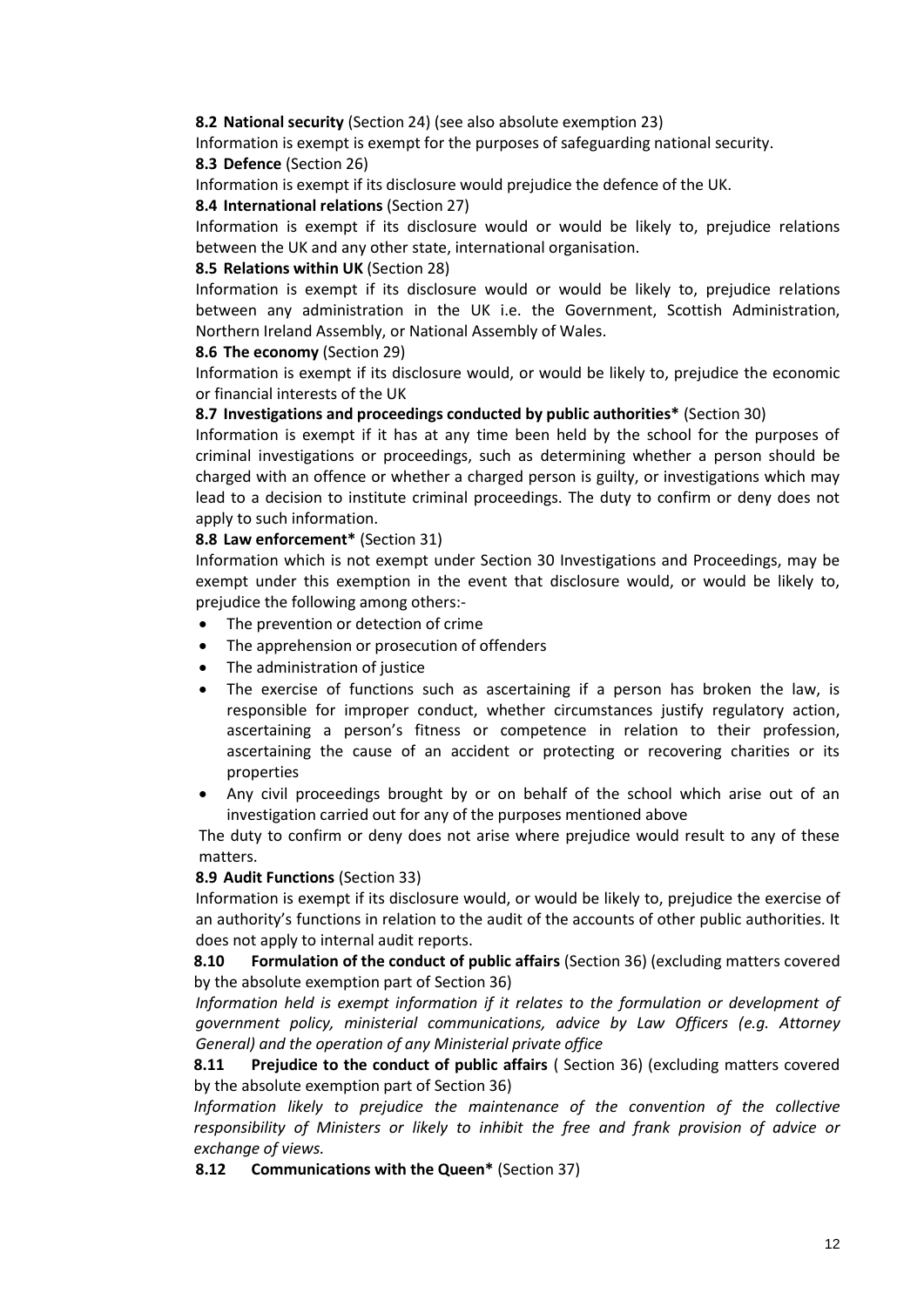**8.2 National security** (Section 24) (see also absolute exemption 23)

Information is exempt is exempt for the purposes of safeguarding national security.

**8.3 Defence** (Section 26)

Information is exempt if its disclosure would prejudice the defence of the UK.

**8.4 International relations** (Section 27)

Information is exempt if its disclosure would or would be likely to, prejudice relations between the UK and any other state, international organisation.

**8.5 Relations within UK** (Section 28)

Information is exempt if its disclosure would or would be likely to, prejudice relations between any administration in the UK i.e. the Government, Scottish Administration, Northern Ireland Assembly, or National Assembly of Wales.

**8.6 The economy** (Section 29)

Information is exempt if its disclosure would, or would be likely to, prejudice the economic or financial interests of the UK

**8.7 Investigations and proceedings conducted by public authorities*** (Section 30)

Information is exempt if it has at any time been held by the school for the purposes of criminal investigations or proceedings, such as determining whether a person should be charged with an offence or whether a charged person is guilty, or investigations which may lead to a decision to institute criminal proceedings. The duty to confirm or deny does not apply to such information.

**8.8 Law enforcement*** (Section 31)

Information which is not exempt under Section 30 Investigations and Proceedings, may be exempt under this exemption in the event that disclosure would, or would be likely to, prejudice the following among others:-

- The prevention or detection of crime
- The apprehension or prosecution of offenders
- The administration of justice
- The exercise of functions such as ascertaining if a person has broken the law, is responsible for improper conduct, whether circumstances justify regulatory action, ascertaining a person's fitness or competence in relation to their profession, ascertaining the cause of an accident or protecting or recovering charities or its properties
- Any civil proceedings brought by or on behalf of the school which arise out of an investigation carried out for any of the purposes mentioned above

The duty to confirm or deny does not arise where prejudice would result to any of these matters.

**8.9 Audit Functions** (Section 33)

Information is exempt if its disclosure would, or would be likely to, prejudice the exercise of an authority's functions in relation to the audit of the accounts of other public authorities. It does not apply to internal audit reports.

**8.10 Formulation of the conduct of public affairs** (Section 36) (excluding matters covered by the absolute exemption part of Section 36)

*Information held is exempt information if it relates to the formulation or development of government policy, ministerial communications, advice by Law Officers (e.g. Attorney General) and the operation of any Ministerial private office*

**8.11 Prejudice to the conduct of public affairs** ( Section 36) (excluding matters covered by the absolute exemption part of Section 36)

*Information likely to prejudice the maintenance of the convention of the collective responsibility of Ministers or likely to inhibit the free and frank provision of advice or exchange of views.*

**8.12 Communications with the Queen*** (Section 37)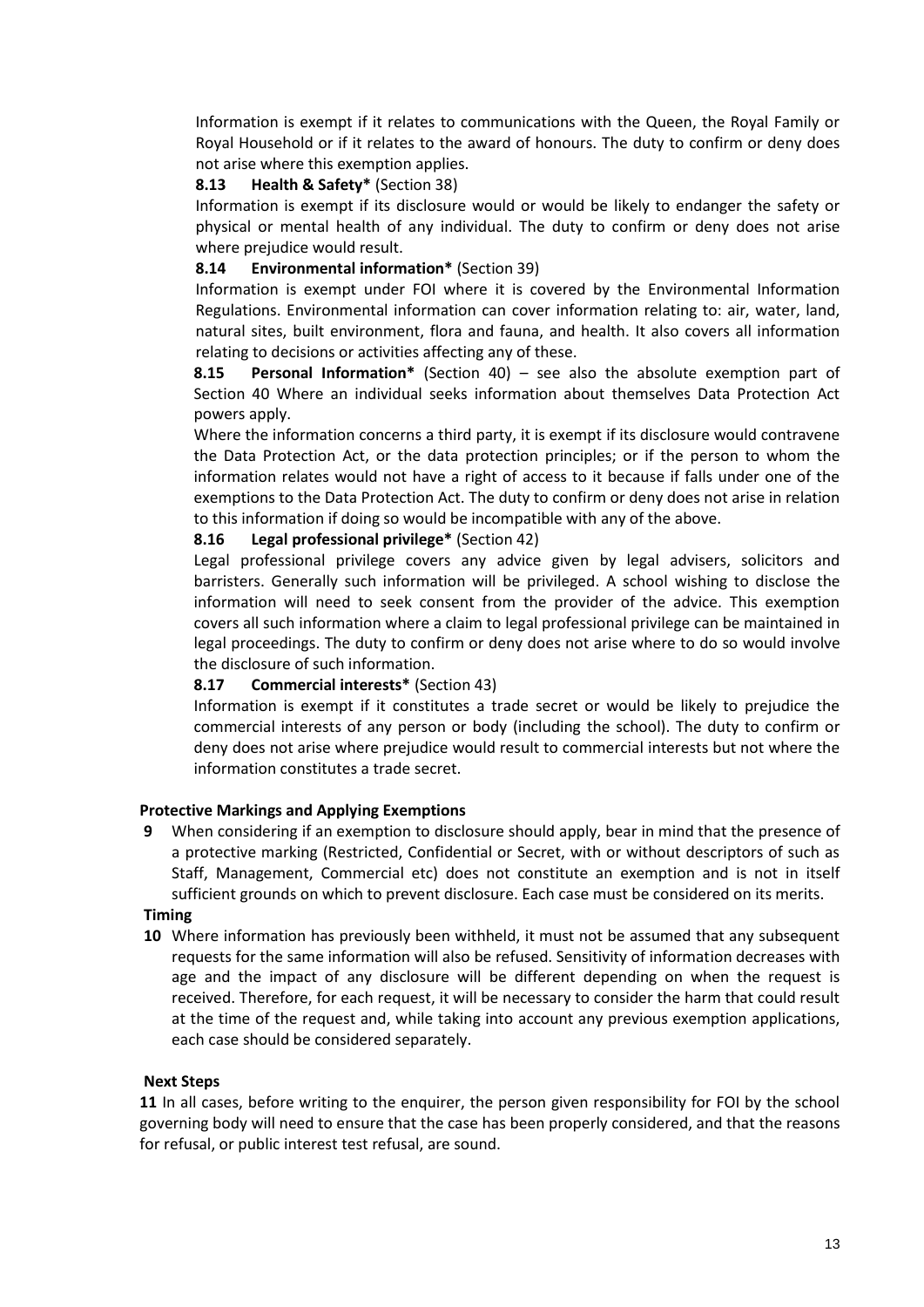Information is exempt if it relates to communications with the Queen, the Royal Family or Royal Household or if it relates to the award of honours. The duty to confirm or deny does not arise where this exemption applies.

**8.13 Health & Safety*** (Section 38)

Information is exempt if its disclosure would or would be likely to endanger the safety or physical or mental health of any individual. The duty to confirm or deny does not arise where prejudice would result.

**8.14 Environmental information*** (Section 39)

Information is exempt under FOI where it is covered by the Environmental Information Regulations. Environmental information can cover information relating to: air, water, land, natural sites, built environment, flora and fauna, and health. It also covers all information relating to decisions or activities affecting any of these.

**8.15 Personal Information*** (Section 40) – see also the absolute exemption part of Section 40 Where an individual seeks information about themselves Data Protection Act powers apply.

Where the information concerns a third party, it is exempt if its disclosure would contravene the Data Protection Act, or the data protection principles; or if the person to whom the information relates would not have a right of access to it because if falls under one of the exemptions to the Data Protection Act. The duty to confirm or deny does not arise in relation to this information if doing so would be incompatible with any of the above.

**8.16 Legal professional privilege*** (Section 42)

Legal professional privilege covers any advice given by legal advisers, solicitors and barristers. Generally such information will be privileged. A school wishing to disclose the information will need to seek consent from the provider of the advice. This exemption covers all such information where a claim to legal professional privilege can be maintained in legal proceedings. The duty to confirm or deny does not arise where to do so would involve the disclosure of such information.

**8.17 Commercial interests*** (Section 43)

Information is exempt if it constitutes a trade secret or would be likely to prejudice the commercial interests of any person or body (including the school). The duty to confirm or deny does not arise where prejudice would result to commercial interests but not where the information constitutes a trade secret.

**Protective Markings and Applying Exemptions**

**9** When considering if an exemption to disclosure should apply, bear in mind that the presence of a protective marking (Restricted, Confidential or Secret, with or without descriptors of such as Staff, Management, Commercial etc) does not constitute an exemption and is not in itself sufficient grounds on which to prevent disclosure. Each case must be considered on its merits.

**Timing**

**10** Where information has previously been withheld, it must not be assumed that any subsequent requests for the same information will also be refused. Sensitivity of information decreases with age and the impact of any disclosure will be different depending on when the request is received. Therefore, for each request, it will be necessary to consider the harm that could result at the time of the request and, while taking into account any previous exemption applications, each case should be considered separately.

**Next Steps**

**11** In all cases, before writing to the enquirer, the person given responsibility for FOI by the school governing body will need to ensure that the case has been properly considered, and that the reasons for refusal, or public interest test refusal, are sound.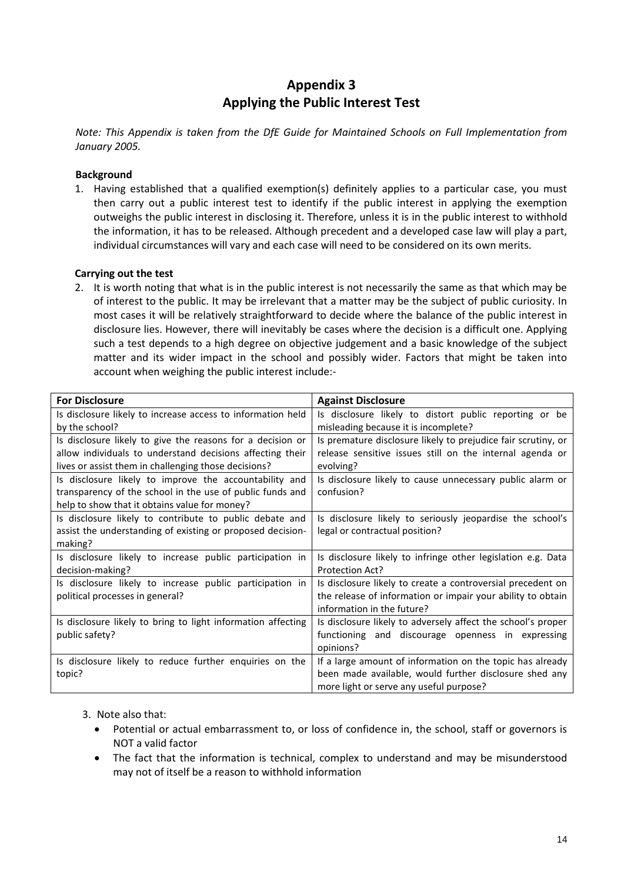# Appendix 3
# Applying the Public Interest Test

*Note: This Appendix is taken from the DfE Guide for Maintained Schools on Full Implementation from January 2005.*

**Background**

1. Having established that a qualified exemption(s) definitely applies to a particular case, you must then carry out a public interest test to identify if the public interest in applying the exemption outweighs the public interest in disclosing it. Therefore, unless it is in the public interest to withhold the information, it has to be released. Although precedent and a developed case law will play a part, individual circumstances will vary and each case will need to be considered on its own merits.

**Carrying out the test**

2. It is worth noting that what is in the public interest is not necessarily the same as that which may be of interest to the public. It may be irrelevant that a matter may be the subject of public curiosity. In most cases it will be relatively straightforward to decide where the balance of the public interest in disclosure lies. However, there will inevitably be cases where the decision is a difficult one. Applying such a test depends to a high degree on objective judgement and a basic knowledge of the subject matter and its wider impact in the school and possibly wider. Factors that might be taken into account when weighing the public interest include:-

| For Disclosure | Against Disclosure |
|---|---|
| Is disclosure likely to increase access to information held by the school? | Is disclosure likely to distort public reporting or be misleading because it is incomplete? |
| Is disclosure likely to give the reasons for a decision or allow individuals to understand decisions affecting their lives or assist them in challenging those decisions? | Is premature disclosure likely to prejudice fair scrutiny, or release sensitive issues still on the internal agenda or evolving? |
| Is disclosure likely to improve the accountability and transparency of the school in the use of public funds and help to show that it obtains value for money? | Is disclosure likely to cause unnecessary public alarm or confusion? |
| Is disclosure likely to contribute to public debate and assist the understanding of existing or proposed decision-making? | Is disclosure likely to seriously jeopardise the school's legal or contractual position? |
| Is disclosure likely to increase public participation in decision-making? | Is disclosure likely to infringe other legislation e.g. Data Protection Act? |
| Is disclosure likely to increase public participation in political processes in general? | Is disclosure likely to create a controversial precedent on the release of information or impair your ability to obtain information in the future? |
| Is disclosure likely to bring to light information affecting public safety? | Is disclosure likely to adversely affect the school's proper functioning and discourage openness in expressing opinions? |
| Is disclosure likely to reduce further enquiries on the topic? | If a large amount of information on the topic has already been made available, would further disclosure shed any more light or serve any useful purpose? |

3. Note also that:
   - Potential or actual embarrassment to, or loss of confidence in, the school, staff or governors is NOT a valid factor
   - The fact that the information is technical, complex to understand and may be misunderstood may not of itself be a reason to withhold information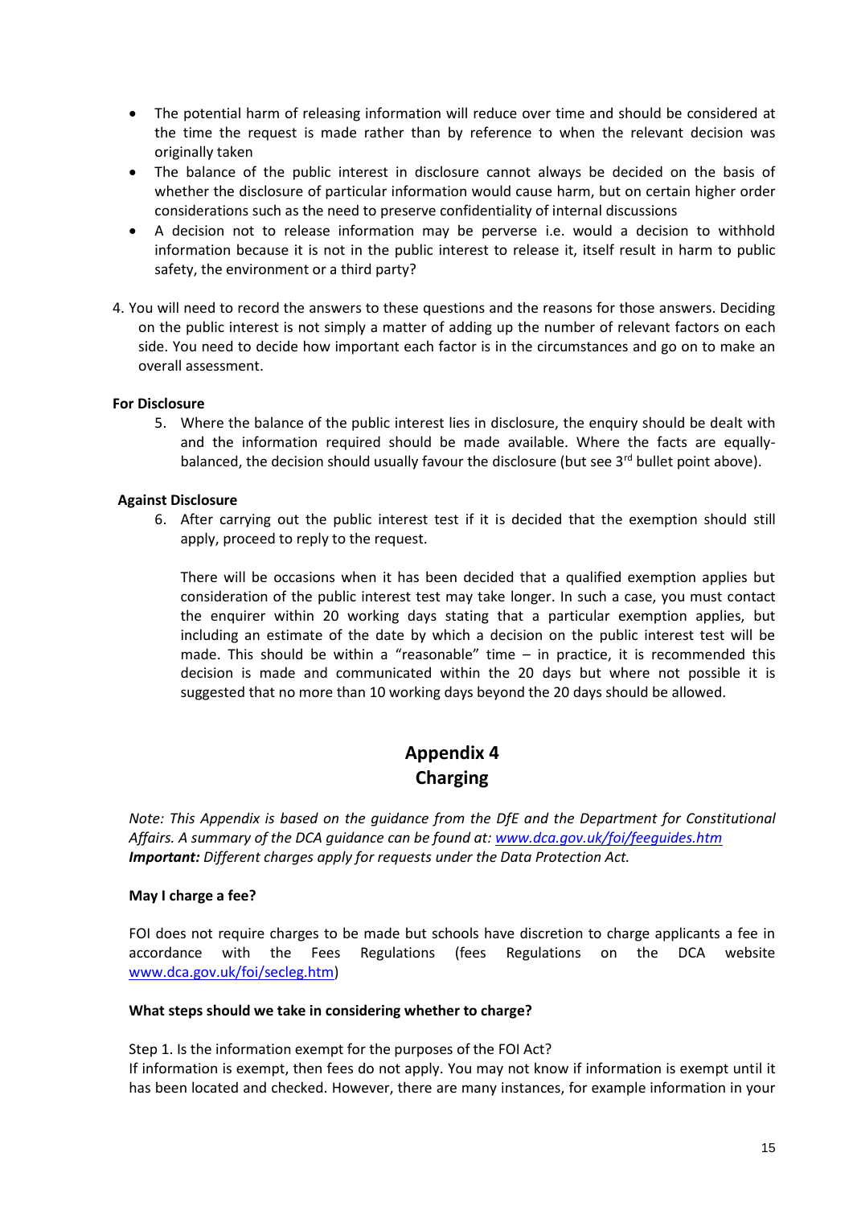- The potential harm of releasing information will reduce over time and should be considered at the time the request is made rather than by reference to when the relevant decision was originally taken
- The balance of the public interest in disclosure cannot always be decided on the basis of whether the disclosure of particular information would cause harm, but on certain higher order considerations such as the need to preserve confidentiality of internal discussions
- A decision not to release information may be perverse i.e. would a decision to withhold information because it is not in the public interest to release it, itself result in harm to public safety, the environment or a third party?

4. You will need to record the answers to these questions and the reasons for those answers. Deciding on the public interest is not simply a matter of adding up the number of relevant factors on each side. You need to decide how important each factor is in the circumstances and go on to make an overall assessment.

**For Disclosure**

5. Where the balance of the public interest lies in disclosure, the enquiry should be dealt with and the information required should be made available. Where the facts are equally-balanced, the decision should usually favour the disclosure (but see 3rd bullet point above).

**Against Disclosure**

6. After carrying out the public interest test if it is decided that the exemption should still apply, proceed to reply to the request.

   There will be occasions when it has been decided that a qualified exemption applies but consideration of the public interest test may take longer. In such a case, you must contact the enquirer within 20 working days stating that a particular exemption applies, but including an estimate of the date by which a decision on the public interest test will be made. This should be within a "reasonable" time – in practice, it is recommended this decision is made and communicated within the 20 days but where not possible it is suggested that no more than 10 working days beyond the 20 days should be allowed.

## Appendix 4
## Charging

*Note: This Appendix is based on the guidance from the DfE and the Department for Constitutional Affairs. A summary of the DCA guidance can be found at: www.dca.gov.uk/foi/feeguides.htm*
***Important:*** *Different charges apply for requests under the Data Protection Act.*

**May I charge a fee?**

FOI does not require charges to be made but schools have discretion to charge applicants a fee in accordance with the Fees Regulations (fees Regulations on the DCA website www.dca.gov.uk/foi/secleg.htm)

**What steps should we take in considering whether to charge?**

Step 1. Is the information exempt for the purposes of the FOI Act?
If information is exempt, then fees do not apply. You may not know if information is exempt until it has been located and checked. However, there are many instances, for example information in your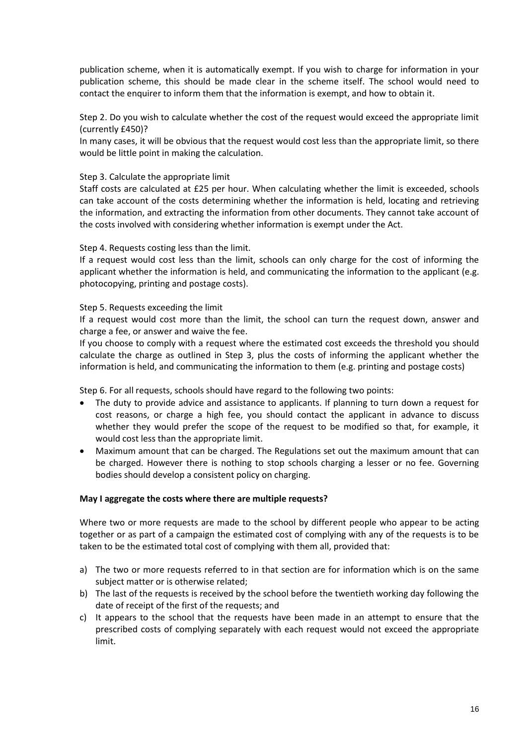publication scheme, when it is automatically exempt. If you wish to charge for information in your publication scheme, this should be made clear in the scheme itself. The school would need to contact the enquirer to inform them that the information is exempt, and how to obtain it.

Step 2. Do you wish to calculate whether the cost of the request would exceed the appropriate limit (currently £450)?

In many cases, it will be obvious that the request would cost less than the appropriate limit, so there would be little point in making the calculation.

Step 3. Calculate the appropriate limit

Staff costs are calculated at £25 per hour. When calculating whether the limit is exceeded, schools can take account of the costs determining whether the information is held, locating and retrieving the information, and extracting the information from other documents. They cannot take account of the costs involved with considering whether information is exempt under the Act.

Step 4. Requests costing less than the limit.

If a request would cost less than the limit, schools can only charge for the cost of informing the applicant whether the information is held, and communicating the information to the applicant (e.g. photocopying, printing and postage costs).

Step 5. Requests exceeding the limit

If a request would cost more than the limit, the school can turn the request down, answer and charge a fee, or answer and waive the fee.

If you choose to comply with a request where the estimated cost exceeds the threshold you should calculate the charge as outlined in Step 3, plus the costs of informing the applicant whether the information is held, and communicating the information to them (e.g. printing and postage costs)

Step 6. For all requests, schools should have regard to the following two points:

- The duty to provide advice and assistance to applicants. If planning to turn down a request for cost reasons, or charge a high fee, you should contact the applicant in advance to discuss whether they would prefer the scope of the request to be modified so that, for example, it would cost less than the appropriate limit.
- Maximum amount that can be charged. The Regulations set out the maximum amount that can be charged. However there is nothing to stop schools charging a lesser or no fee. Governing bodies should develop a consistent policy on charging.

**May I aggregate the costs where there are multiple requests?**

Where two or more requests are made to the school by different people who appear to be acting together or as part of a campaign the estimated cost of complying with any of the requests is to be taken to be the estimated total cost of complying with them all, provided that:

a) The two or more requests referred to in that section are for information which is on the same subject matter or is otherwise related;
b) The last of the requests is received by the school before the twentieth working day following the date of receipt of the first of the requests; and
c) It appears to the school that the requests have been made in an attempt to ensure that the prescribed costs of complying separately with each request would not exceed the appropriate limit.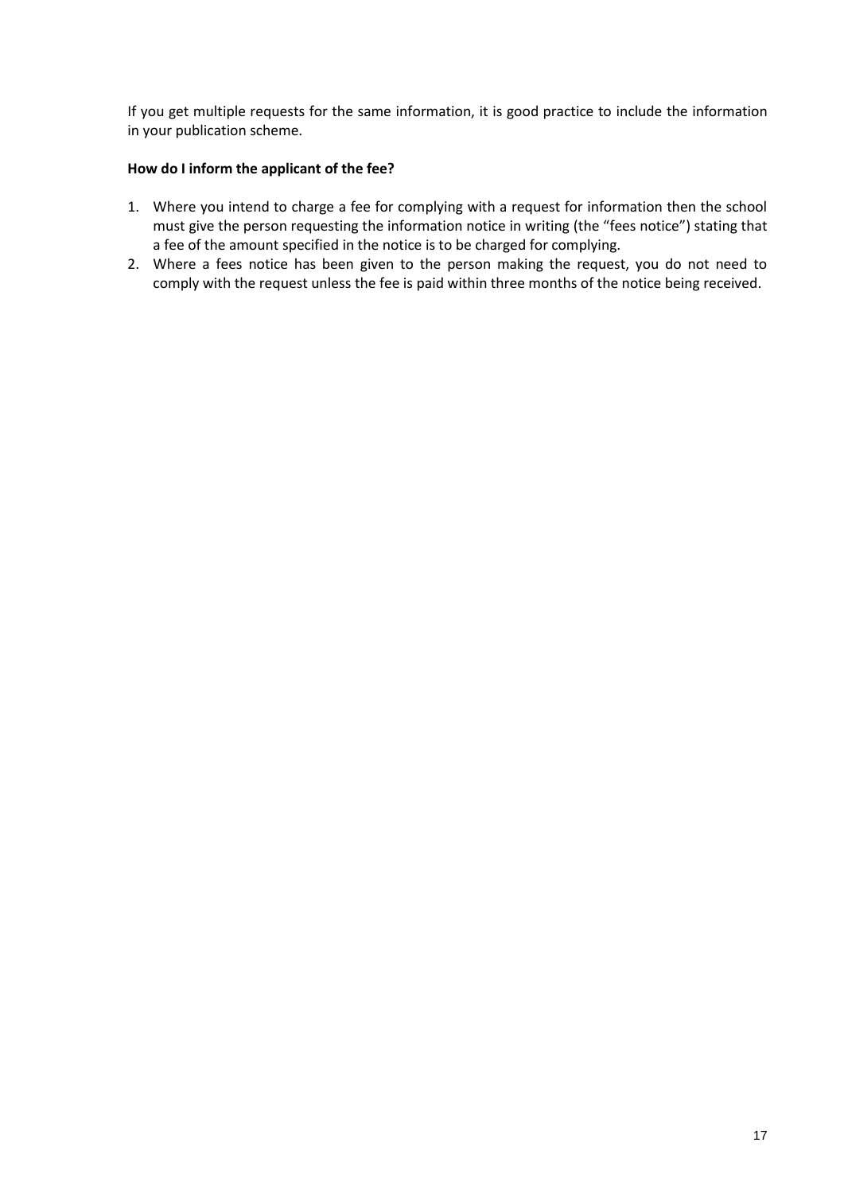If you get multiple requests for the same information, it is good practice to include the information in your publication scheme.

**How do I inform the applicant of the fee?**

1. Where you intend to charge a fee for complying with a request for information then the school must give the person requesting the information notice in writing (the "fees notice") stating that a fee of the amount specified in the notice is to be charged for complying.
2. Where a fees notice has been given to the person making the request, you do not need to comply with the request unless the fee is paid within three months of the notice being received.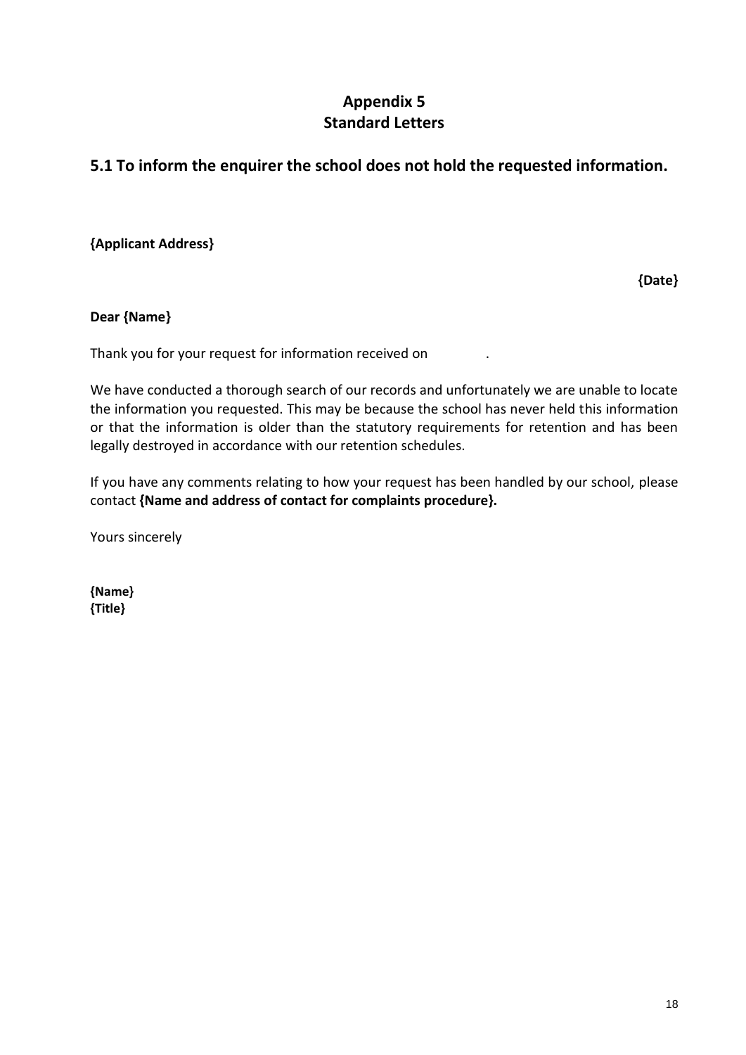# Appendix 5
# Standard Letters

## 5.1 To inform the enquirer the school does not hold the requested information.

**{Applicant Address}**

**{Date}**

**Dear {Name}**

Thank you for your request for information received on .

We have conducted a thorough search of our records and unfortunately we are unable to locate the information you requested. This may be because the school has never held this information or that the information is older than the statutory requirements for retention and has been legally destroyed in accordance with our retention schedules.

If you have any comments relating to how your request has been handled by our school, please contact **{Name and address of contact for complaints procedure}.**

Yours sincerely

**{Name}**
**{Title}**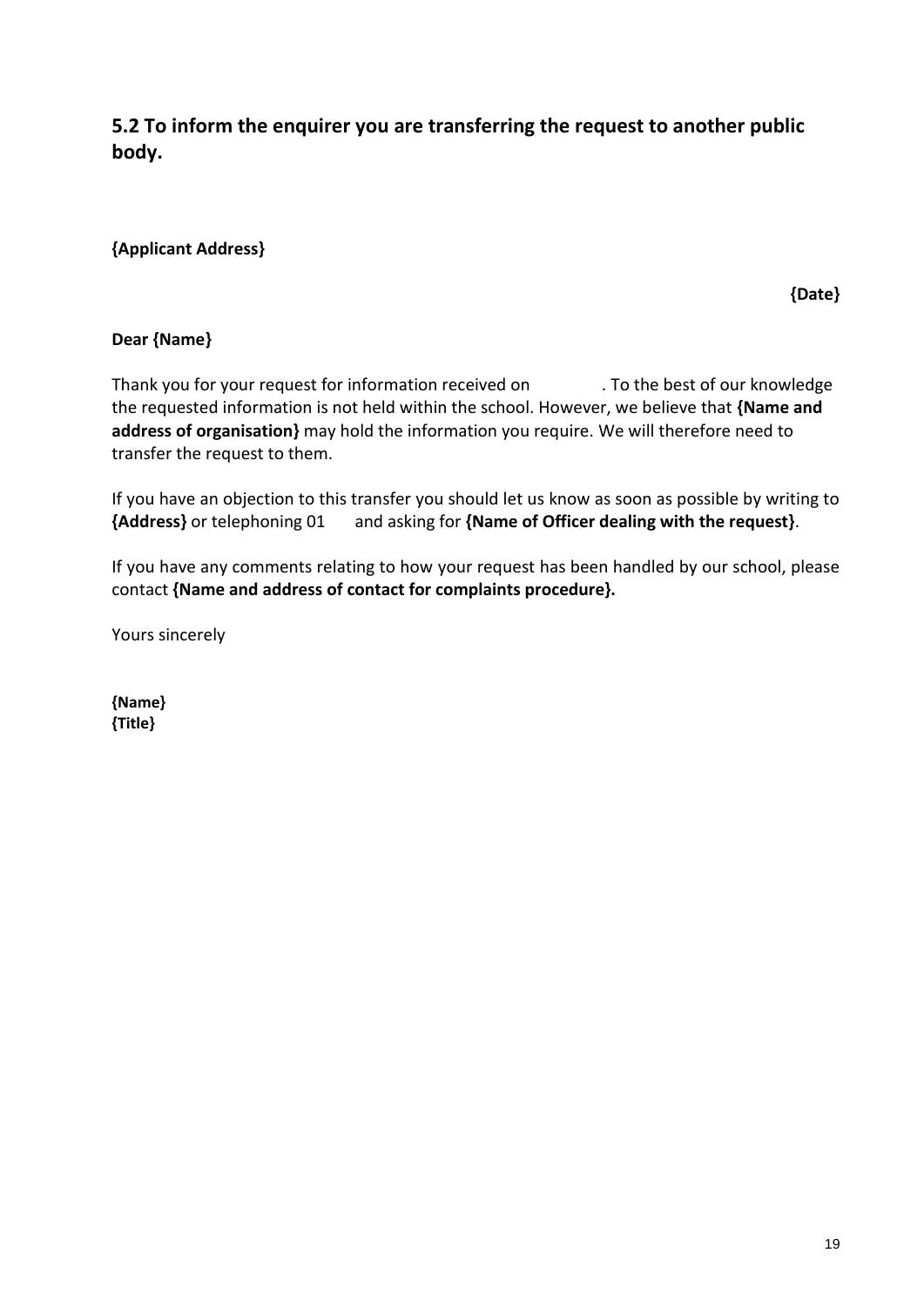## 5.2 To inform the enquirer you are transferring the request to another public body.

**{Applicant Address}**

**{Date}**

**Dear {Name}**

Thank you for your request for information received on . To the best of our knowledge the requested information is not held within the school. However, we believe that **{Name and address of organisation}** may hold the information you require. We will therefore need to transfer the request to them.

If you have an objection to this transfer you should let us know as soon as possible by writing to **{Address}** or telephoning 01 and asking for **{Name of Officer dealing with the request}**.

If you have any comments relating to how your request has been handled by our school, please contact **{Name and address of contact for complaints procedure}.**

Yours sincerely

**{Name}**
**{Title}**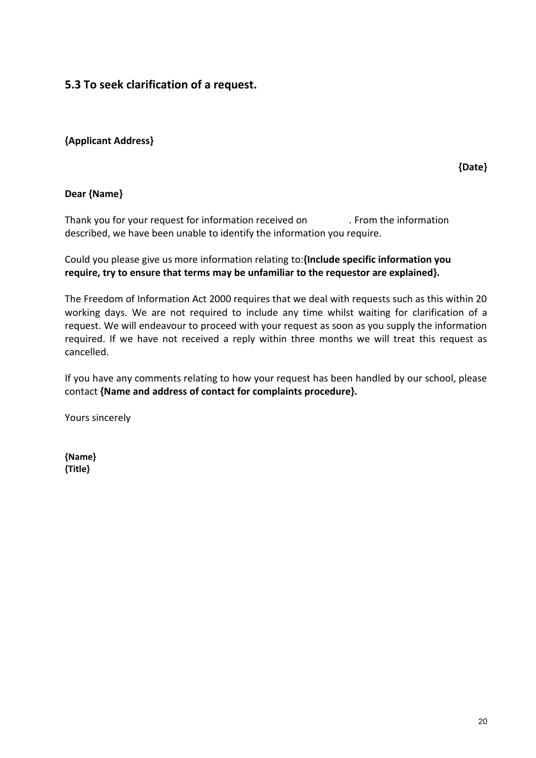## 5.3 To seek clarification of a request.

**{Applicant Address}**

**{Date}**

**Dear {Name}**

Thank you for your request for information received on . From the information described, we have been unable to identify the information you require.

Could you please give us more information relating to:**{Include specific information you require, try to ensure that terms may be unfamiliar to the requestor are explained}.**

The Freedom of Information Act 2000 requires that we deal with requests such as this within 20 working days. We are not required to include any time whilst waiting for clarification of a request. We will endeavour to proceed with your request as soon as you supply the information required. If we have not received a reply within three months we will treat this request as cancelled.

If you have any comments relating to how your request has been handled by our school, please contact **{Name and address of contact for complaints procedure}.**

Yours sincerely

**{Name}**
**{Title}**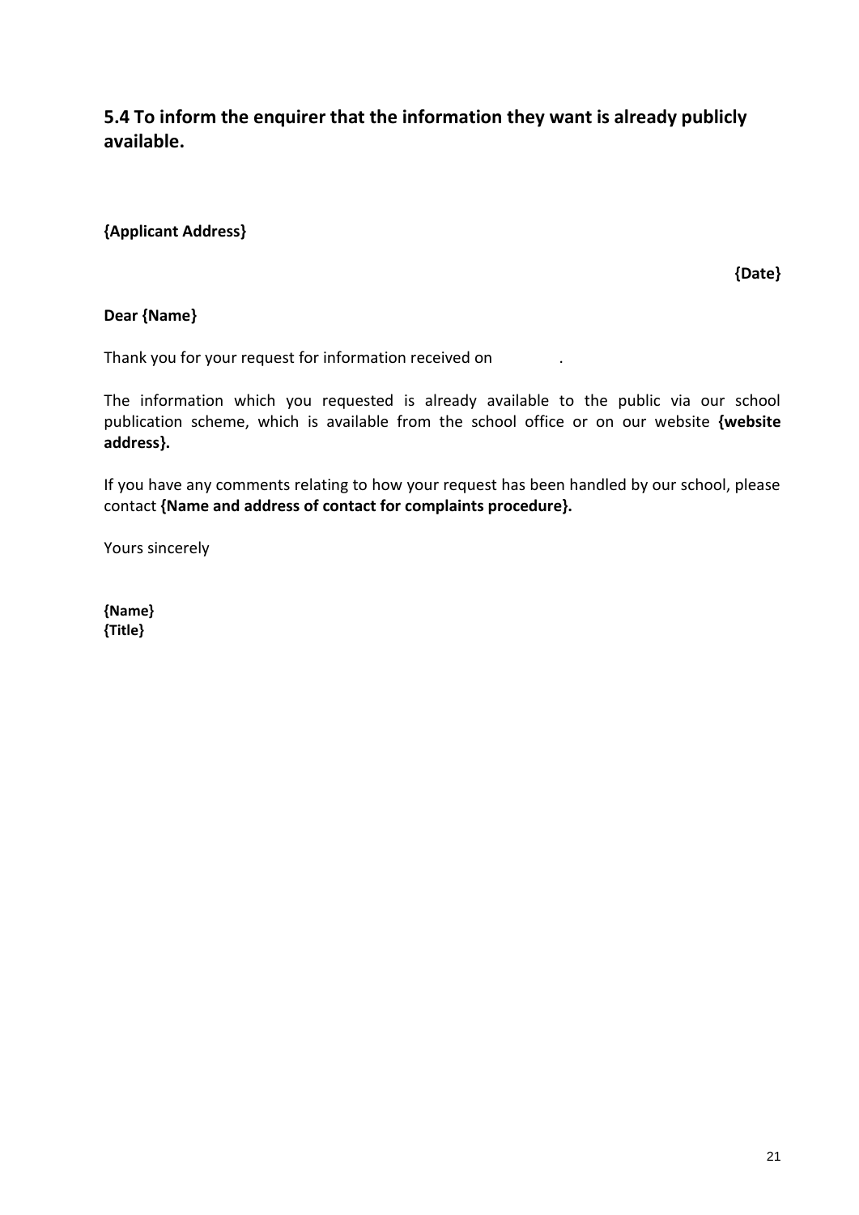## 5.4 To inform the enquirer that the information they want is already publicly available.

**{Applicant Address}**

**{Date}**

**Dear {Name}**

Thank you for your request for information received on .

The information which you requested is already available to the public via our school publication scheme, which is available from the school office or on our website **{website address}.**

If you have any comments relating to how your request has been handled by our school, please contact **{Name and address of contact for complaints procedure}.**

Yours sincerely

**{Name}**
**{Title}**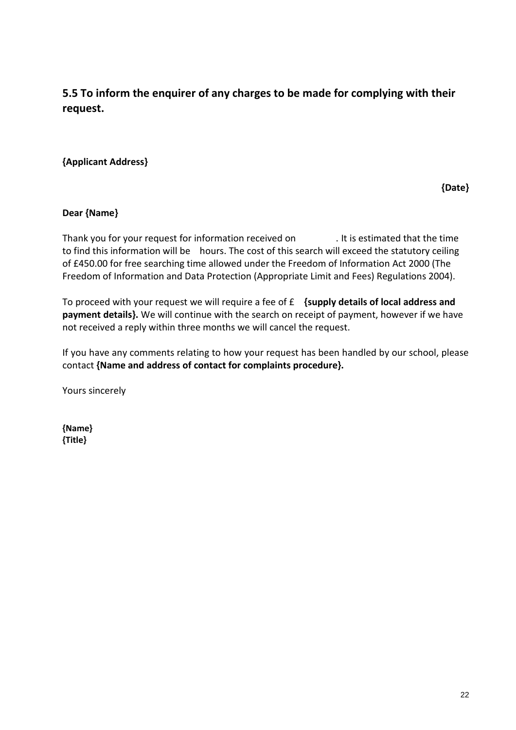## 5.5 To inform the enquirer of any charges to be made for complying with their request.

**{Applicant Address}**

**{Date}**

**Dear {Name}**

Thank you for your request for information received on . It is estimated that the time to find this information will be hours. The cost of this search will exceed the statutory ceiling of £450.00 for free searching time allowed under the Freedom of Information Act 2000 (The Freedom of Information and Data Protection (Appropriate Limit and Fees) Regulations 2004).

To proceed with your request we will require a fee of £ **{supply details of local address and payment details}.** We will continue with the search on receipt of payment, however if we have not received a reply within three months we will cancel the request.

If you have any comments relating to how your request has been handled by our school, please contact **{Name and address of contact for complaints procedure}.**

Yours sincerely

**{Name}**
**{Title}**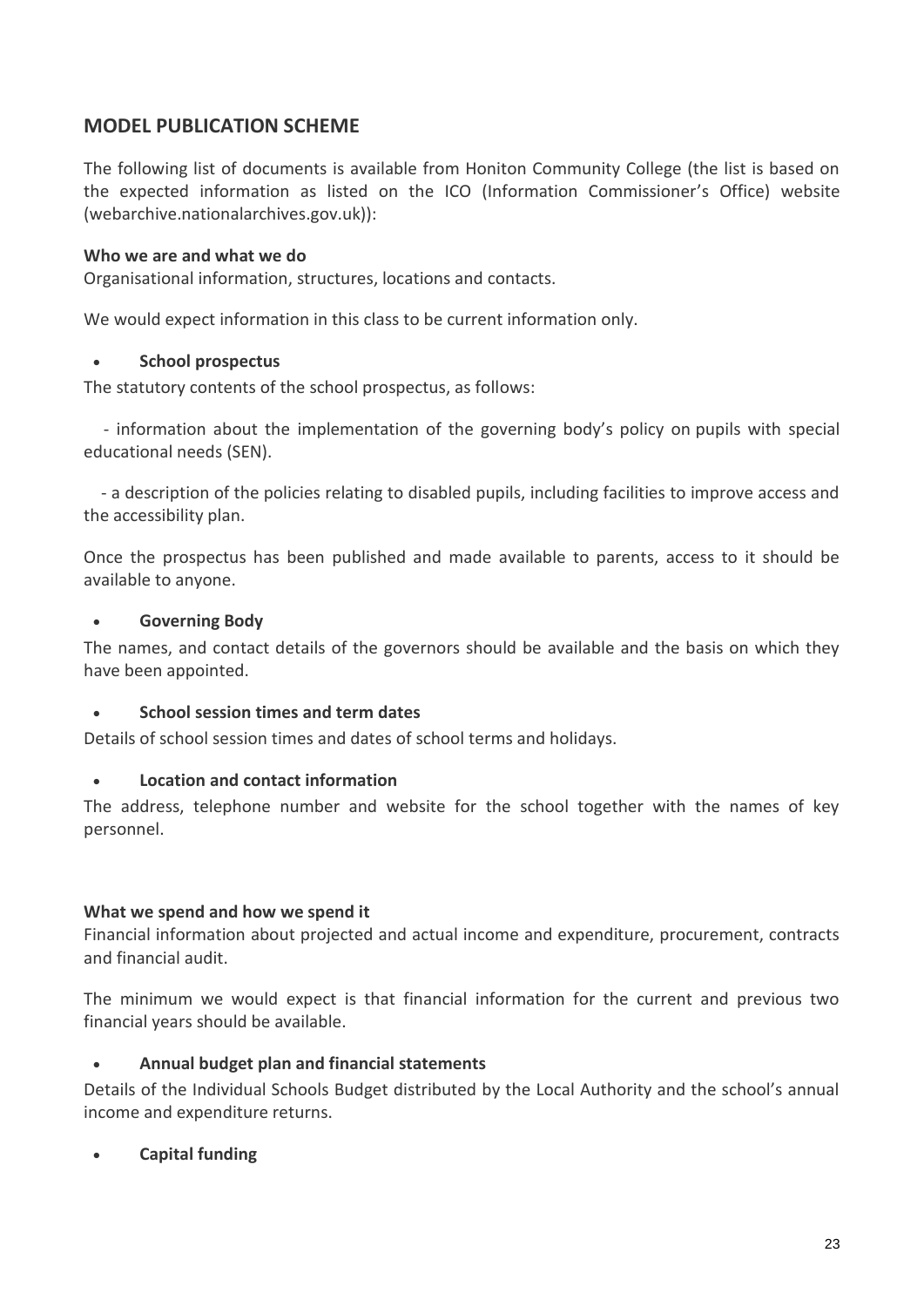## MODEL PUBLICATION SCHEME

The following list of documents is available from Honiton Community College (the list is based on the expected information as listed on the ICO (Information Commissioner's Office) website (webarchive.nationalarchives.gov.uk)):

**Who we are and what we do**

Organisational information, structures, locations and contacts.

We would expect information in this class to be current information only.

- **School prospectus**

The statutory contents of the school prospectus, as follows:

- information about the implementation of the governing body's policy on pupils with special educational needs (SEN).

- a description of the policies relating to disabled pupils, including facilities to improve access and the accessibility plan.

Once the prospectus has been published and made available to parents, access to it should be available to anyone.

- **Governing Body**

The names, and contact details of the governors should be available and the basis on which they have been appointed.

- **School session times and term dates**

Details of school session times and dates of school terms and holidays.

- **Location and contact information**

The address, telephone number and website for the school together with the names of key personnel.

**What we spend and how we spend it**

Financial information about projected and actual income and expenditure, procurement, contracts and financial audit.

The minimum we would expect is that financial information for the current and previous two financial years should be available.

- **Annual budget plan and financial statements**

Details of the Individual Schools Budget distributed by the Local Authority and the school's annual income and expenditure returns.

- **Capital funding**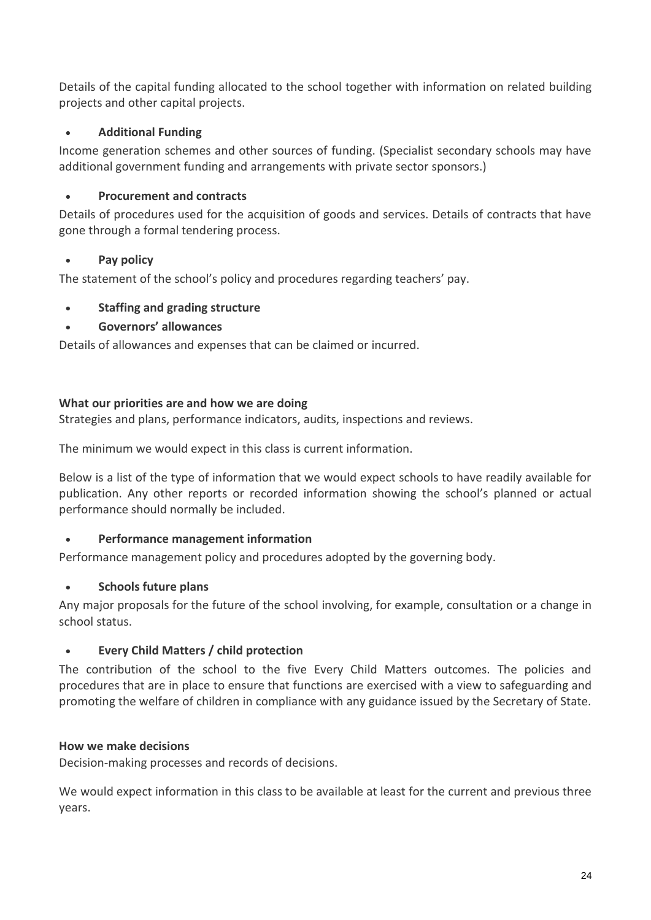Details of the capital funding allocated to the school together with information on related building projects and other capital projects.

- **Additional Funding**

Income generation schemes and other sources of funding. (Specialist secondary schools may have additional government funding and arrangements with private sector sponsors.)

- **Procurement and contracts**

Details of procedures used for the acquisition of goods and services. Details of contracts that have gone through a formal tendering process.

- **Pay policy**

The statement of the school's policy and procedures regarding teachers' pay.

- **Staffing and grading structure**
- **Governors' allowances**

Details of allowances and expenses that can be claimed or incurred.

**What our priorities are and how we are doing**

Strategies and plans, performance indicators, audits, inspections and reviews.

The minimum we would expect in this class is current information.

Below is a list of the type of information that we would expect schools to have readily available for publication. Any other reports or recorded information showing the school's planned or actual performance should normally be included.

- **Performance management information**

Performance management policy and procedures adopted by the governing body.

- **Schools future plans**

Any major proposals for the future of the school involving, for example, consultation or a change in school status.

- **Every Child Matters / child protection**

The contribution of the school to the five Every Child Matters outcomes. The policies and procedures that are in place to ensure that functions are exercised with a view to safeguarding and promoting the welfare of children in compliance with any guidance issued by the Secretary of State.

**How we make decisions**

Decision-making processes and records of decisions.

We would expect information in this class to be available at least for the current and previous three years.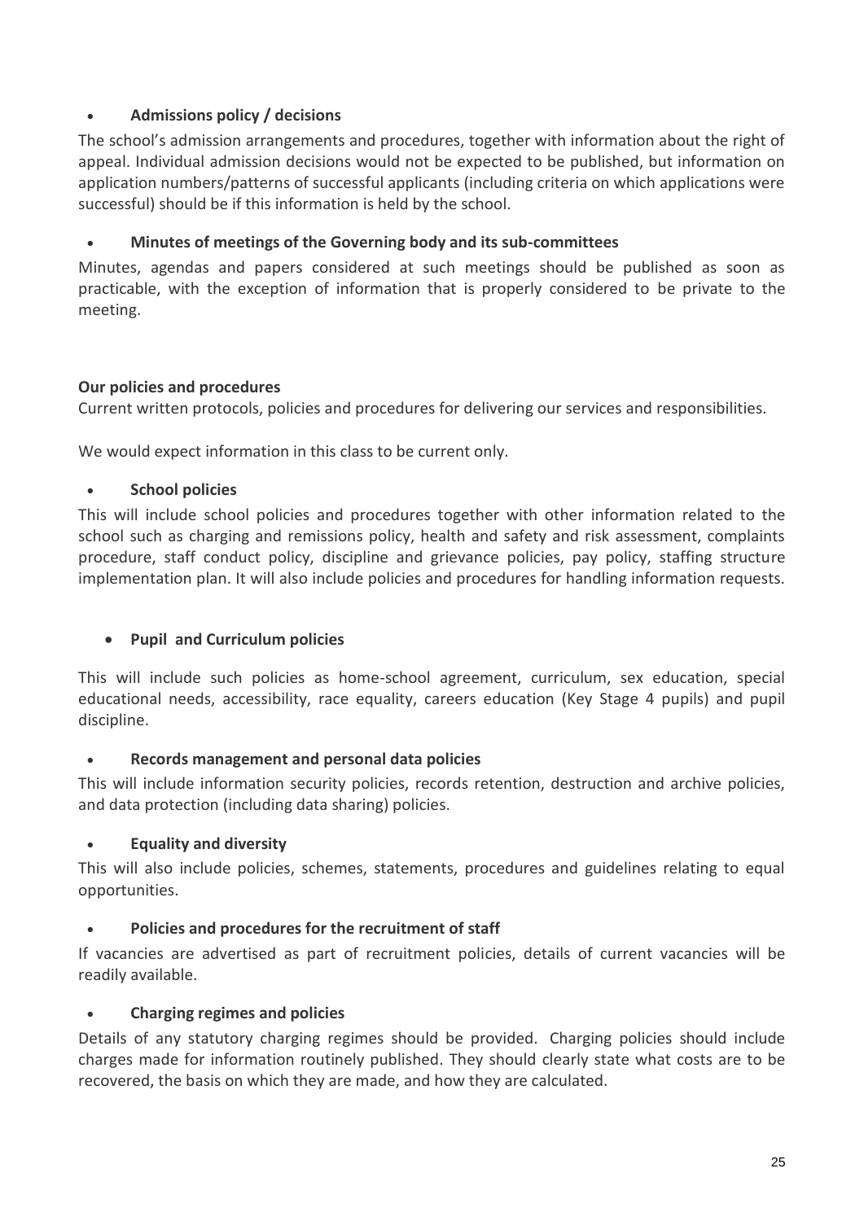- **Admissions policy / decisions**

The school's admission arrangements and procedures, together with information about the right of appeal. Individual admission decisions would not be expected to be published, but information on application numbers/patterns of successful applicants (including criteria on which applications were successful) should be if this information is held by the school.

- **Minutes of meetings of the Governing body and its sub-committees**

Minutes, agendas and papers considered at such meetings should be published as soon as practicable, with the exception of information that is properly considered to be private to the meeting.

**Our policies and procedures**

Current written protocols, policies and procedures for delivering our services and responsibilities.

We would expect information in this class to be current only.

- **School policies**

This will include school policies and procedures together with other information related to the school such as charging and remissions policy, health and safety and risk assessment, complaints procedure, staff conduct policy, discipline and grievance policies, pay policy, staffing structure implementation plan. It will also include policies and procedures for handling information requests.

- **Pupil and Curriculum policies**

This will include such policies as home-school agreement, curriculum, sex education, special educational needs, accessibility, race equality, careers education (Key Stage 4 pupils) and pupil discipline.

- **Records management and personal data policies**

This will include information security policies, records retention, destruction and archive policies, and data protection (including data sharing) policies.

- **Equality and diversity**

This will also include policies, schemes, statements, procedures and guidelines relating to equal opportunities.

- **Policies and procedures for the recruitment of staff**

If vacancies are advertised as part of recruitment policies, details of current vacancies will be readily available.

- **Charging regimes and policies**

Details of any statutory charging regimes should be provided. Charging policies should include charges made for information routinely published. They should clearly state what costs are to be recovered, the basis on which they are made, and how they are calculated.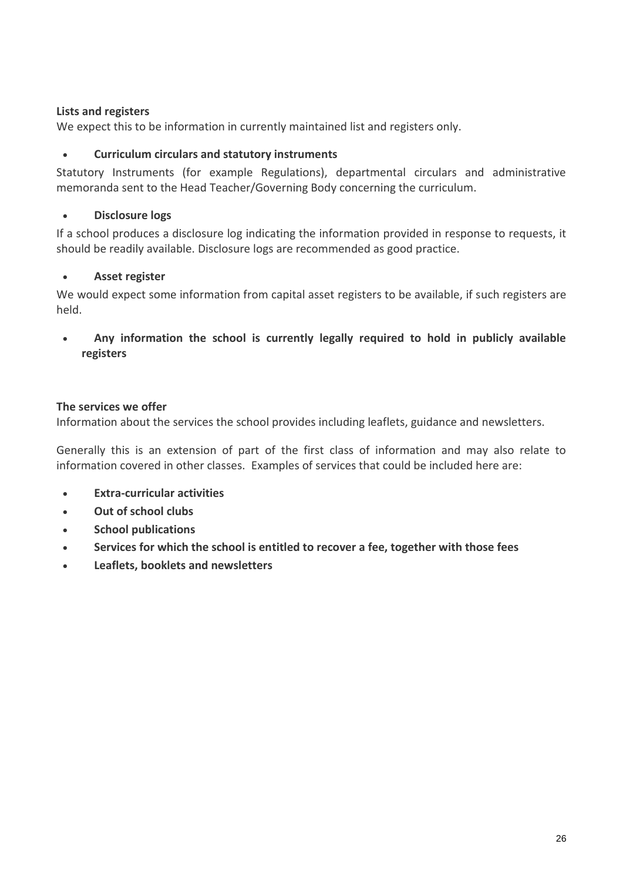**Lists and registers**

We expect this to be information in currently maintained list and registers only.

- **Curriculum circulars and statutory instruments**

Statutory Instruments (for example Regulations), departmental circulars and administrative memoranda sent to the Head Teacher/Governing Body concerning the curriculum.

- **Disclosure logs**

If a school produces a disclosure log indicating the information provided in response to requests, it should be readily available. Disclosure logs are recommended as good practice.

- **Asset register**

We would expect some information from capital asset registers to be available, if such registers are held.

- **Any information the school is currently legally required to hold in publicly available registers**

**The services we offer**

Information about the services the school provides including leaflets, guidance and newsletters.

Generally this is an extension of part of the first class of information and may also relate to information covered in other classes. Examples of services that could be included here are:

- **Extra-curricular activities**
- **Out of school clubs**
- **School publications**
- **Services for which the school is entitled to recover a fee, together with those fees**
- **Leaflets, booklets and newsletters**